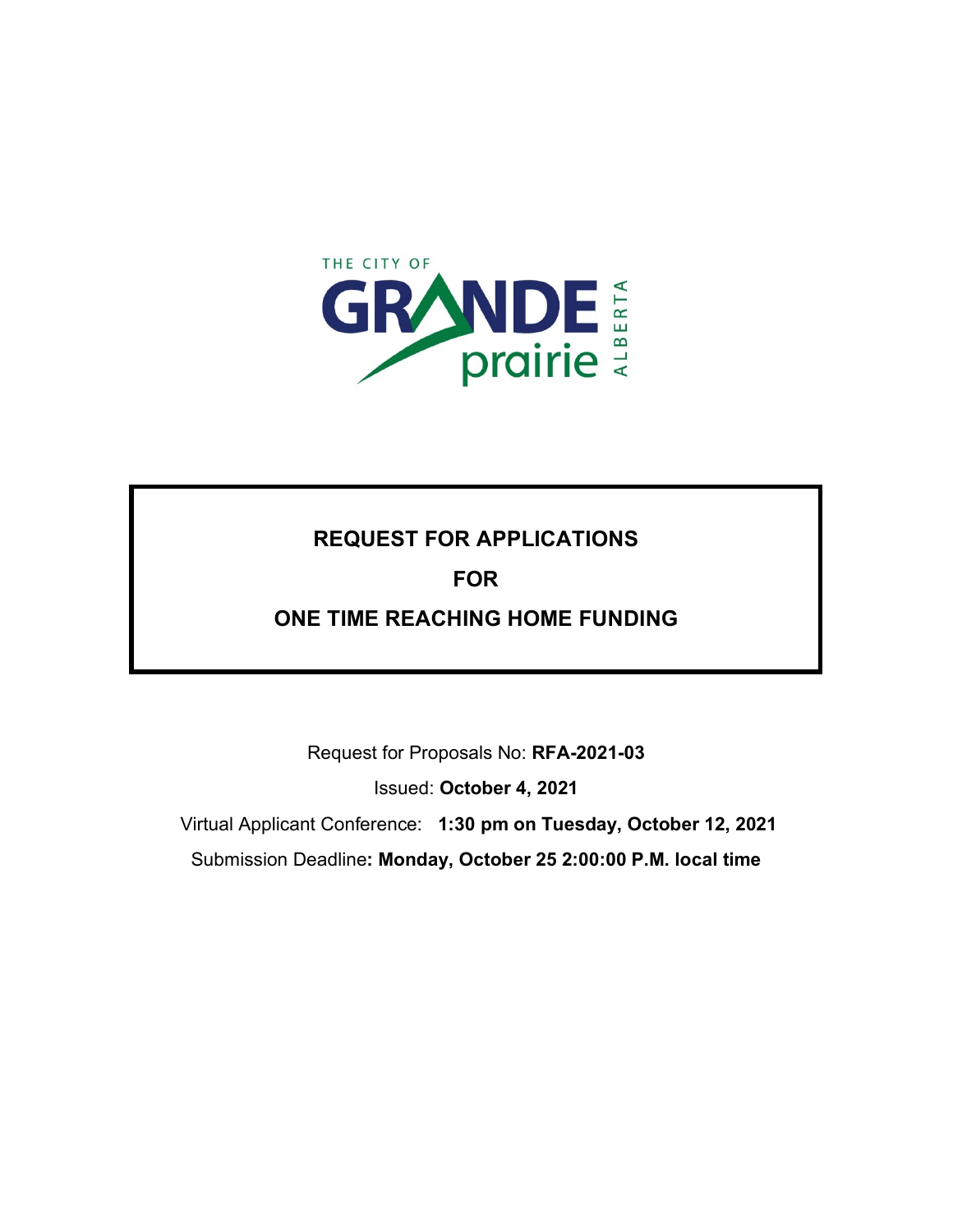THE CITY OF GRANDE prairie ALBERTA

# REQUEST FOR APPLICATIONS

# FOR

# ONE TIME REACHING HOME FUNDING

Request for Proposals No: **RFA-2021-03**

Issued: **October 4, 2021**

Virtual Applicant Conference: **1:30 pm on Tuesday, October 12, 2021**

Submission Deadline**: Monday, October 25 2:00:00 P.M. local time**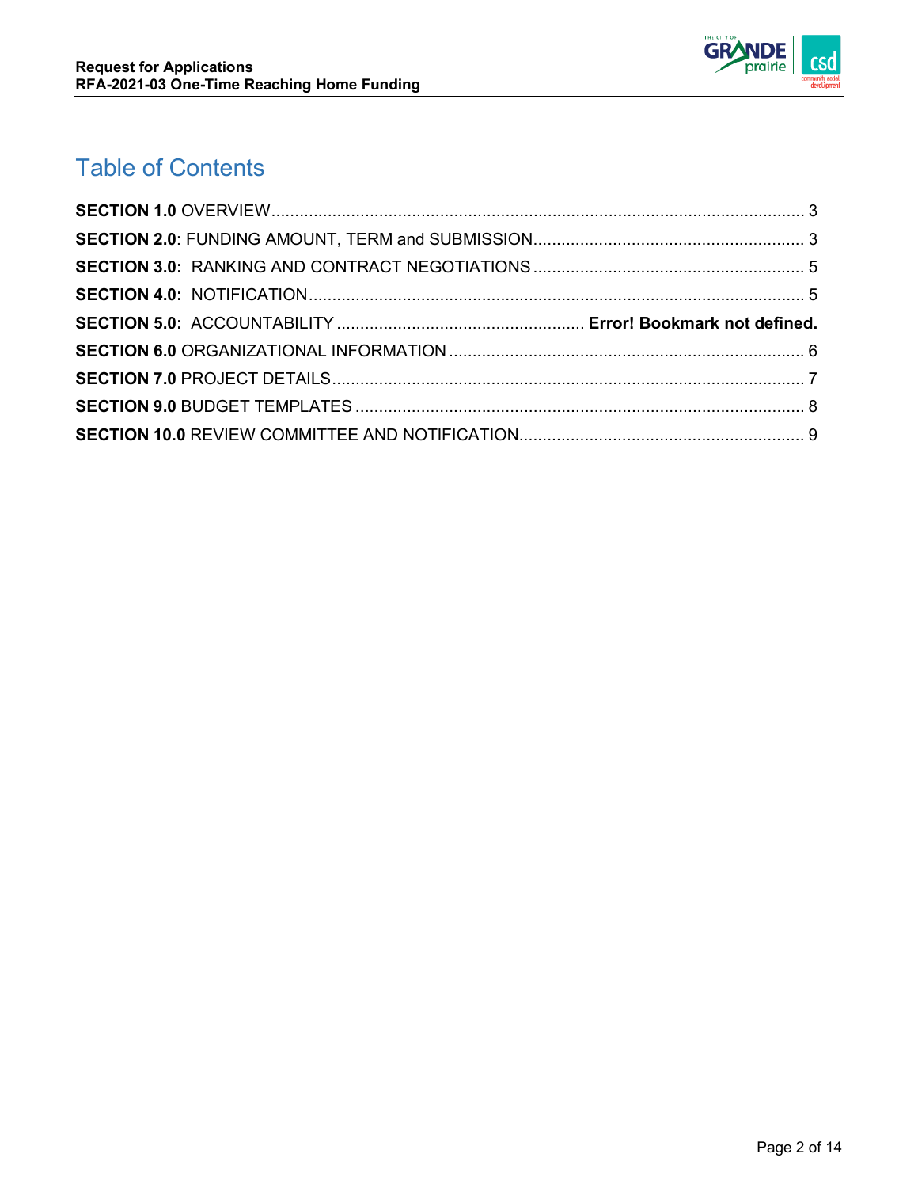# Table of Contents

**SECTION 1.0** OVERVIEW .......... 3

**SECTION 2.0**: FUNDING AMOUNT, TERM and SUBMISSION .......... 3

**SECTION 3.0:** RANKING AND CONTRACT NEGOTIATIONS .......... 5

**SECTION 4.0:** NOTIFICATION .......... 5

**SECTION 5.0:** ACCOUNTABILITY .......... **Error! Bookmark not defined.**

**SECTION 6.0** ORGANIZATIONAL INFORMATION .......... 6

**SECTION 7.0** PROJECT DETAILS .......... 7

**SECTION 9.0** BUDGET TEMPLATES .......... 8

**SECTION 10.0** REVIEW COMMITTEE AND NOTIFICATION .......... 9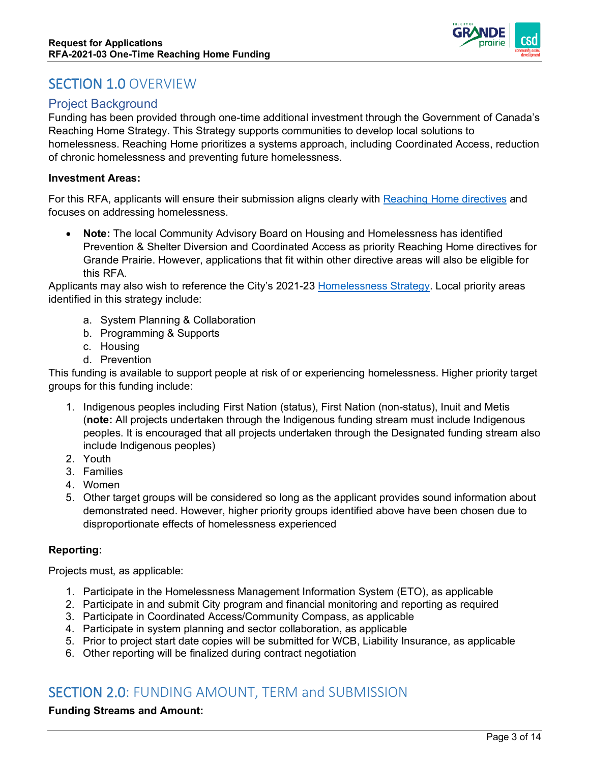# SECTION 1.0 OVERVIEW

## Project Background

Funding has been provided through one-time additional investment through the Government of Canada's Reaching Home Strategy. This Strategy supports communities to develop local solutions to homelessness. Reaching Home prioritizes a systems approach, including Coordinated Access, reduction of chronic homelessness and preventing future homelessness.

**Investment Areas:**

For this RFA, applicants will ensure their submission aligns clearly with Reaching Home directives and focuses on addressing homelessness.

- **Note:** The local Community Advisory Board on Housing and Homelessness has identified Prevention & Shelter Diversion and Coordinated Access as priority Reaching Home directives for Grande Prairie. However, applications that fit within other directive areas will also be eligible for this RFA.

Applicants may also wish to reference the City's 2021-23 Homelessness Strategy. Local priority areas identified in this strategy include:

a. System Planning & Collaboration
b. Programming & Supports
c. Housing
d. Prevention

This funding is available to support people at risk of or experiencing homelessness. Higher priority target groups for this funding include:

1. Indigenous peoples including First Nation (status), First Nation (non-status), Inuit and Metis (**note:** All projects undertaken through the Indigenous funding stream must include Indigenous peoples. It is encouraged that all projects undertaken through the Designated funding stream also include Indigenous peoples)
2. Youth
3. Families
4. Women
5. Other target groups will be considered so long as the applicant provides sound information about demonstrated need. However, higher priority groups identified above have been chosen due to disproportionate effects of homelessness experienced

**Reporting:**

Projects must, as applicable:

1. Participate in the Homelessness Management Information System (ETO), as applicable
2. Participate in and submit City program and financial monitoring and reporting as required
3. Participate in Coordinated Access/Community Compass, as applicable
4. Participate in system planning and sector collaboration, as applicable
5. Prior to project start date copies will be submitted for WCB, Liability Insurance, as applicable
6. Other reporting will be finalized during contract negotiation

# SECTION 2.0: FUNDING AMOUNT, TERM and SUBMISSION

**Funding Streams and Amount:**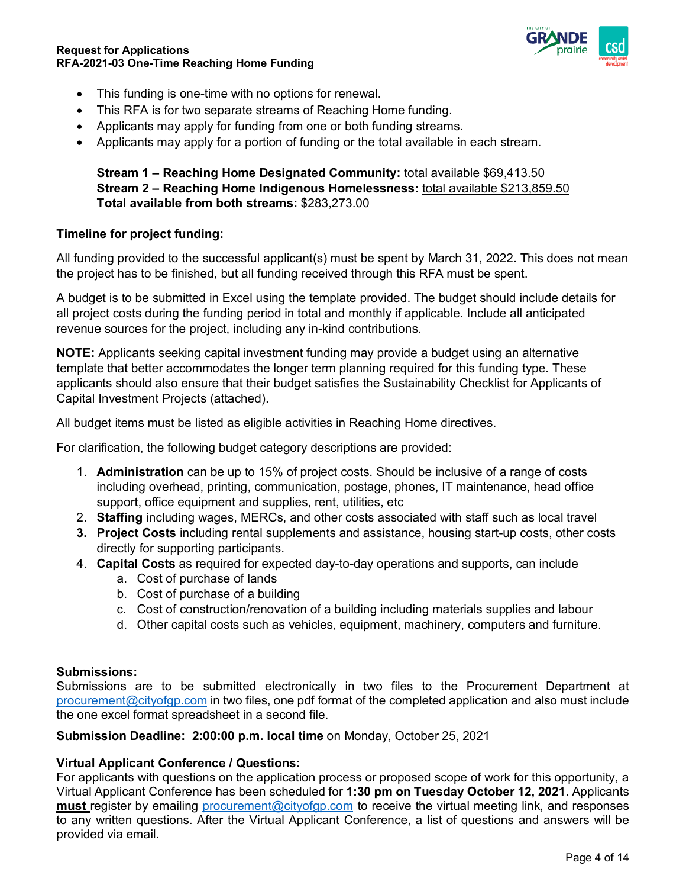- This funding is one-time with no options for renewal.
- This RFA is for two separate streams of Reaching Home funding.
- Applicants may apply for funding from one or both funding streams.
- Applicants may apply for a portion of funding or the total available in each stream.

**Stream 1 – Reaching Home Designated Community:** total available $69,413.50
**Stream 2 – Reaching Home Indigenous Homelessness:** total available $213,859.50
**Total available from both streams:** $283,273.00

**Timeline for project funding:**

All funding provided to the successful applicant(s) must be spent by March 31, 2022. This does not mean the project has to be finished, but all funding received through this RFA must be spent.

A budget is to be submitted in Excel using the template provided. The budget should include details for all project costs during the funding period in total and monthly if applicable. Include all anticipated revenue sources for the project, including any in-kind contributions.

**NOTE:** Applicants seeking capital investment funding may provide a budget using an alternative template that better accommodates the longer term planning required for this funding type. These applicants should also ensure that their budget satisfies the Sustainability Checklist for Applicants of Capital Investment Projects (attached).

All budget items must be listed as eligible activities in Reaching Home directives.

For clarification, the following budget category descriptions are provided:

1. **Administration** can be up to 15% of project costs. Should be inclusive of a range of costs including overhead, printing, communication, postage, phones, IT maintenance, head office support, office equipment and supplies, rent, utilities, etc
2. **Staffing** including wages, MERCs, and other costs associated with staff such as local travel
3. **Project Costs** including rental supplements and assistance, housing start-up costs, other costs directly for supporting participants.
4. **Capital Costs** as required for expected day-to-day operations and supports, can include
   a. Cost of purchase of lands
   b. Cost of purchase of a building
   c. Cost of construction/renovation of a building including materials supplies and labour
   d. Other capital costs such as vehicles, equipment, machinery, computers and furniture.

**Submissions:**
Submissions are to be submitted electronically in two files to the Procurement Department at procurement@cityofgp.com in two files, one pdf format of the completed application and also must include the one excel format spreadsheet in a second file.

**Submission Deadline: 2:00:00 p.m. local time** on Monday, October 25, 2021

**Virtual Applicant Conference / Questions:**
For applicants with questions on the application process or proposed scope of work for this opportunity, a Virtual Applicant Conference has been scheduled for **1:30 pm on Tuesday October 12, 2021**. Applicants **must** register by emailing procurement@cityofgp.com to receive the virtual meeting link, and responses to any written questions. After the Virtual Applicant Conference, a list of questions and answers will be provided via email.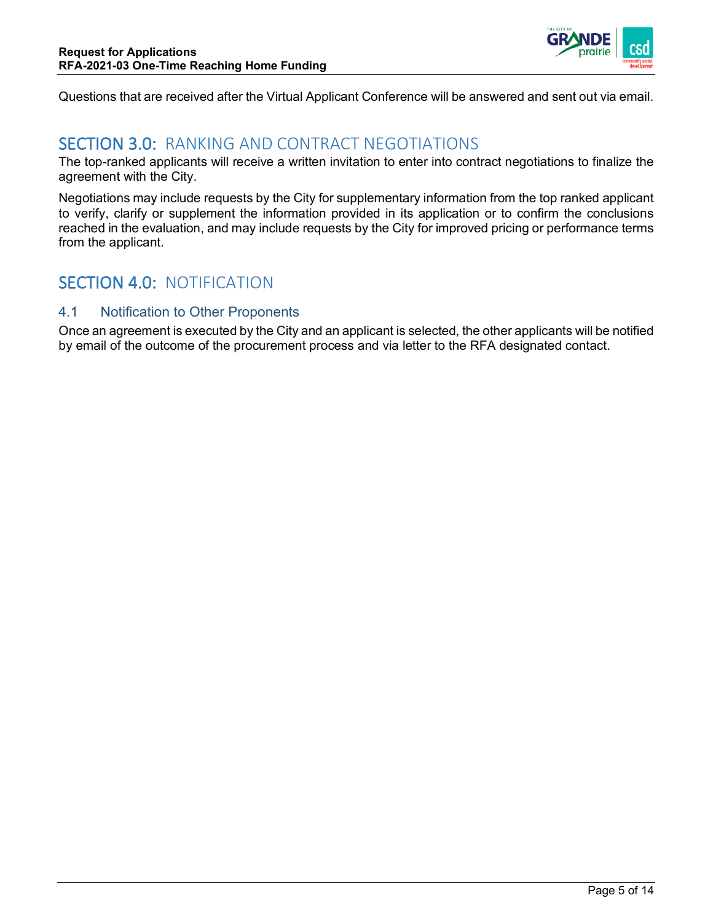Questions that are received after the Virtual Applicant Conference will be answered and sent out via email.

## SECTION 3.0: RANKING AND CONTRACT NEGOTIATIONS

The top-ranked applicants will receive a written invitation to enter into contract negotiations to finalize the agreement with the City.

Negotiations may include requests by the City for supplementary information from the top ranked applicant to verify, clarify or supplement the information provided in its application or to confirm the conclusions reached in the evaluation, and may include requests by the City for improved pricing or performance terms from the applicant.

## SECTION 4.0: NOTIFICATION

### 4.1 Notification to Other Proponents

Once an agreement is executed by the City and an applicant is selected, the other applicants will be notified by email of the outcome of the procurement process and via letter to the RFA designated contact.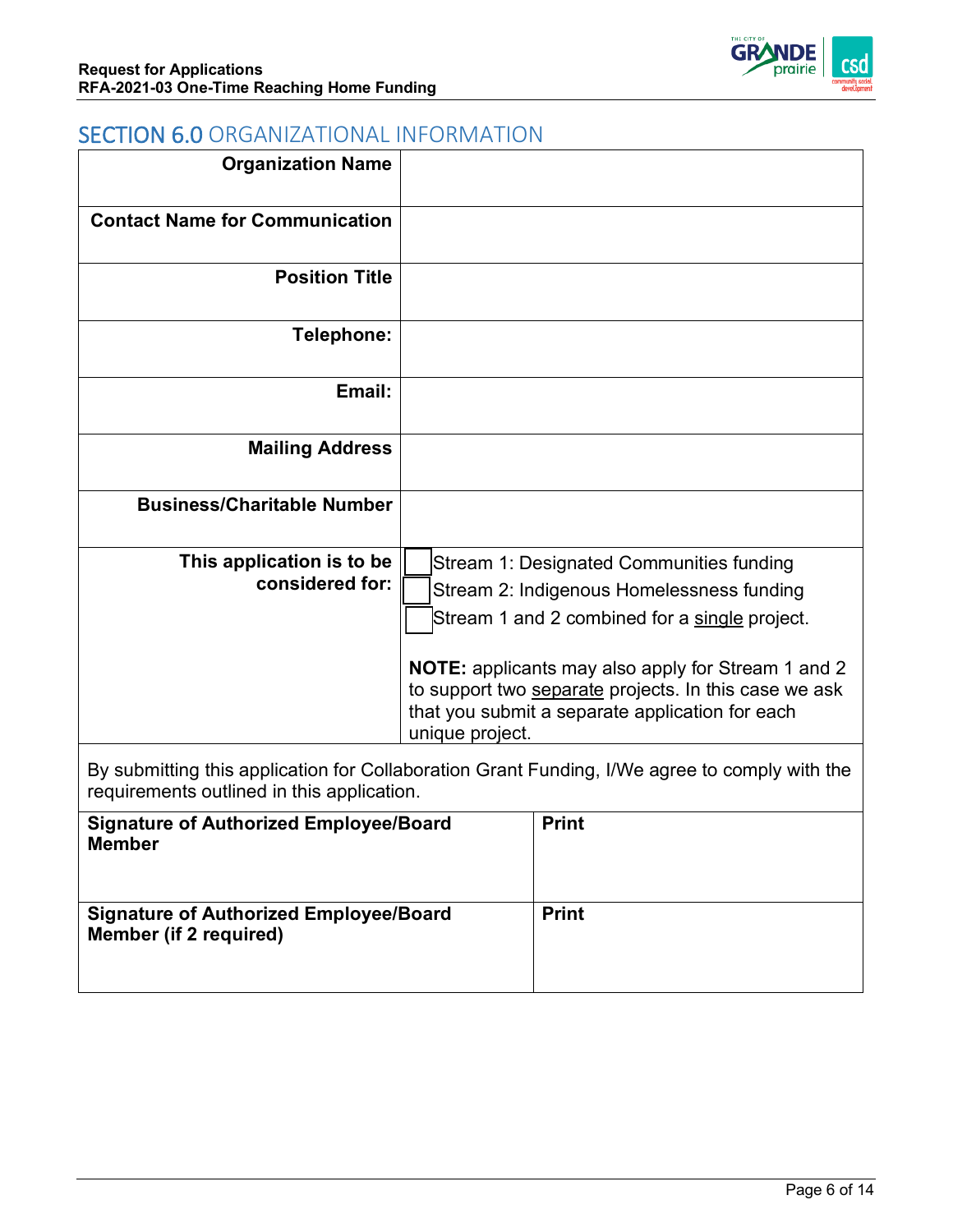## SECTION 6.0 ORGANIZATIONAL INFORMATION

| | |
|---|---|
| **Organization Name** | |
| **Contact Name for Communication** | |
| **Position Title** | |
| **Telephone:** | |
| **Email:** | |
| **Mailing Address** | |
| **Business/Charitable Number** | |
| **This application is to be considered for:** | ☐ Stream 1: Designated Communities funding<br>☐ Stream 2: Indigenous Homelessness funding<br>☐ Stream 1 and 2 combined for a <u>single</u> project.<br><br>**NOTE:** applicants may also apply for Stream 1 and 2 to support two <u>separate</u> projects. In this case we ask that you submit a separate application for each unique project. |

By submitting this application for Collaboration Grant Funding, I/We agree to comply with the requirements outlined in this application.

| | |
|---|---|
| **Signature of Authorized Employee/Board Member** | **Print** |
| **Signature of Authorized Employee/Board Member (if 2 required)** | **Print** |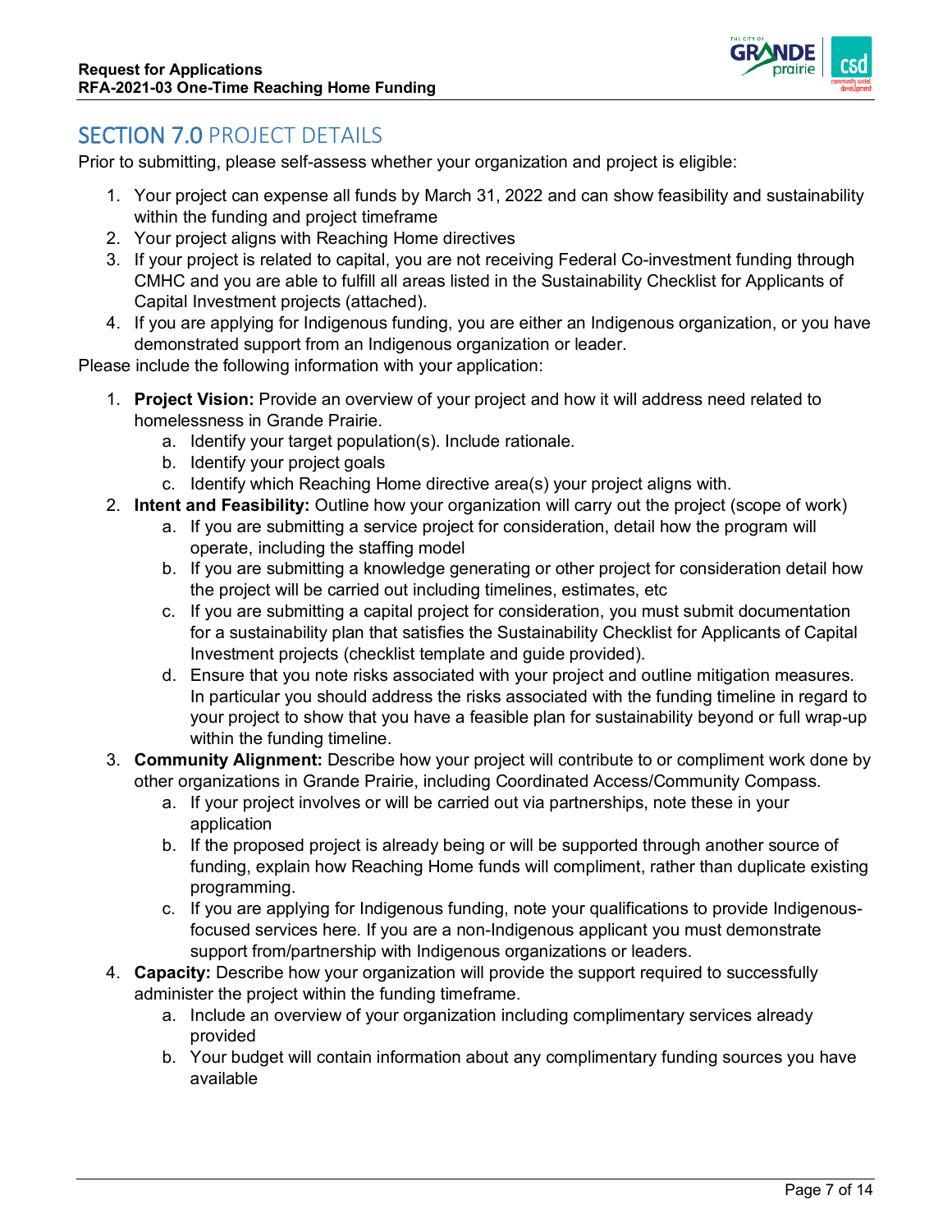## SECTION 7.0 PROJECT DETAILS

Prior to submitting, please self-assess whether your organization and project is eligible:

1. Your project can expense all funds by March 31, 2022 and can show feasibility and sustainability within the funding and project timeframe
2. Your project aligns with Reaching Home directives
3. If your project is related to capital, you are not receiving Federal Co-investment funding through CMHC and you are able to fulfill all areas listed in the Sustainability Checklist for Applicants of Capital Investment projects (attached).
4. If you are applying for Indigenous funding, you are either an Indigenous organization, or you have demonstrated support from an Indigenous organization or leader.

Please include the following information with your application:

1. **Project Vision:** Provide an overview of your project and how it will address need related to homelessness in Grande Prairie.
   a. Identify your target population(s). Include rationale.
   b. Identify your project goals
   c. Identify which Reaching Home directive area(s) your project aligns with.
2. **Intent and Feasibility:** Outline how your organization will carry out the project (scope of work)
   a. If you are submitting a service project for consideration, detail how the program will operate, including the staffing model
   b. If you are submitting a knowledge generating or other project for consideration detail how the project will be carried out including timelines, estimates, etc
   c. If you are submitting a capital project for consideration, you must submit documentation for a sustainability plan that satisfies the Sustainability Checklist for Applicants of Capital Investment projects (checklist template and guide provided).
   d. Ensure that you note risks associated with your project and outline mitigation measures. In particular you should address the risks associated with the funding timeline in regard to your project to show that you have a feasible plan for sustainability beyond or full wrap-up within the funding timeline.
3. **Community Alignment:** Describe how your project will contribute to or compliment work done by other organizations in Grande Prairie, including Coordinated Access/Community Compass.
   a. If your project involves or will be carried out via partnerships, note these in your application
   b. If the proposed project is already being or will be supported through another source of funding, explain how Reaching Home funds will compliment, rather than duplicate existing programming.
   c. If you are applying for Indigenous funding, note your qualifications to provide Indigenous-focused services here. If you are a non-Indigenous applicant you must demonstrate support from/partnership with Indigenous organizations or leaders.
4. **Capacity:** Describe how your organization will provide the support required to successfully administer the project within the funding timeframe.
   a. Include an overview of your organization including complimentary services already provided
   b. Your budget will contain information about any complimentary funding sources you have available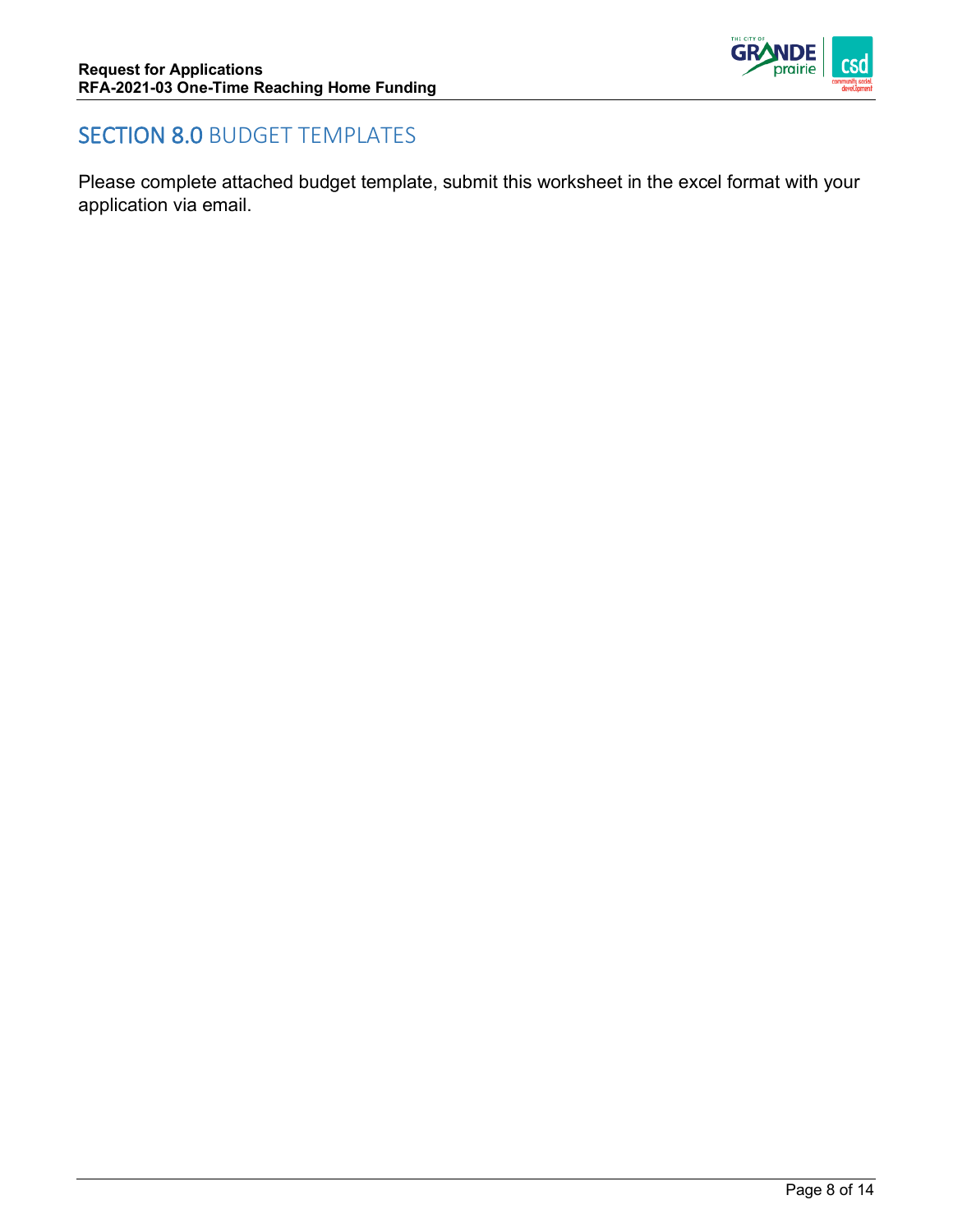## SECTION 8.0 BUDGET TEMPLATES

Please complete attached budget template, submit this worksheet in the excel format with your application via email.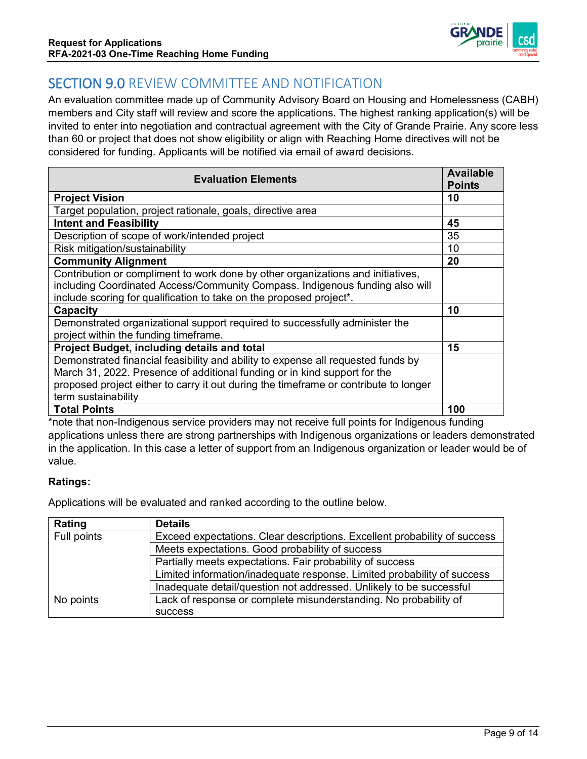## SECTION 9.0 REVIEW COMMITTEE AND NOTIFICATION

An evaluation committee made up of Community Advisory Board on Housing and Homelessness (CABH) members and City staff will review and score the applications. The highest ranking application(s) will be invited to enter into negotiation and contractual agreement with the City of Grande Prairie. Any score less than 60 or project that does not show eligibility or align with Reaching Home directives will not be considered for funding. Applicants will be notified via email of award decisions.

| Evaluation Elements | Available Points |
|---|---|
| **Project Vision** | **10** |
| Target population, project rationale, goals, directive area | |
| **Intent and Feasibility** | **45** |
| Description of scope of work/intended project | 35 |
| Risk mitigation/sustainability | 10 |
| **Community Alignment** | **20** |
| Contribution or compliment to work done by other organizations and initiatives, including Coordinated Access/Community Compass. Indigenous funding also will include scoring for qualification to take on the proposed project*. | |
| **Capacity** | **10** |
| Demonstrated organizational support required to successfully administer the project within the funding timeframe. | |
| **Project Budget, including details and total** | **15** |
| Demonstrated financial feasibility and ability to expense all requested funds by March 31, 2022. Presence of additional funding or in kind support for the proposed project either to carry it out during the timeframe or contribute to longer term sustainability | |
| **Total Points** | **100** |

*note that non-Indigenous service providers may not receive full points for Indigenous funding applications unless there are strong partnerships with Indigenous organizations or leaders demonstrated in the application. In this case a letter of support from an Indigenous organization or leader would be of value.

**Ratings:**

Applications will be evaluated and ranked according to the outline below.

| Rating | Details |
|---|---|
| Full points | Exceed expectations. Clear descriptions. Excellent probability of success |
| | Meets expectations. Good probability of success |
| | Partially meets expectations. Fair probability of success |
| | Limited information/inadequate response. Limited probability of success |
| | Inadequate detail/question not addressed. Unlikely to be successful |
| No points | Lack of response or complete misunderstanding. No probability of success |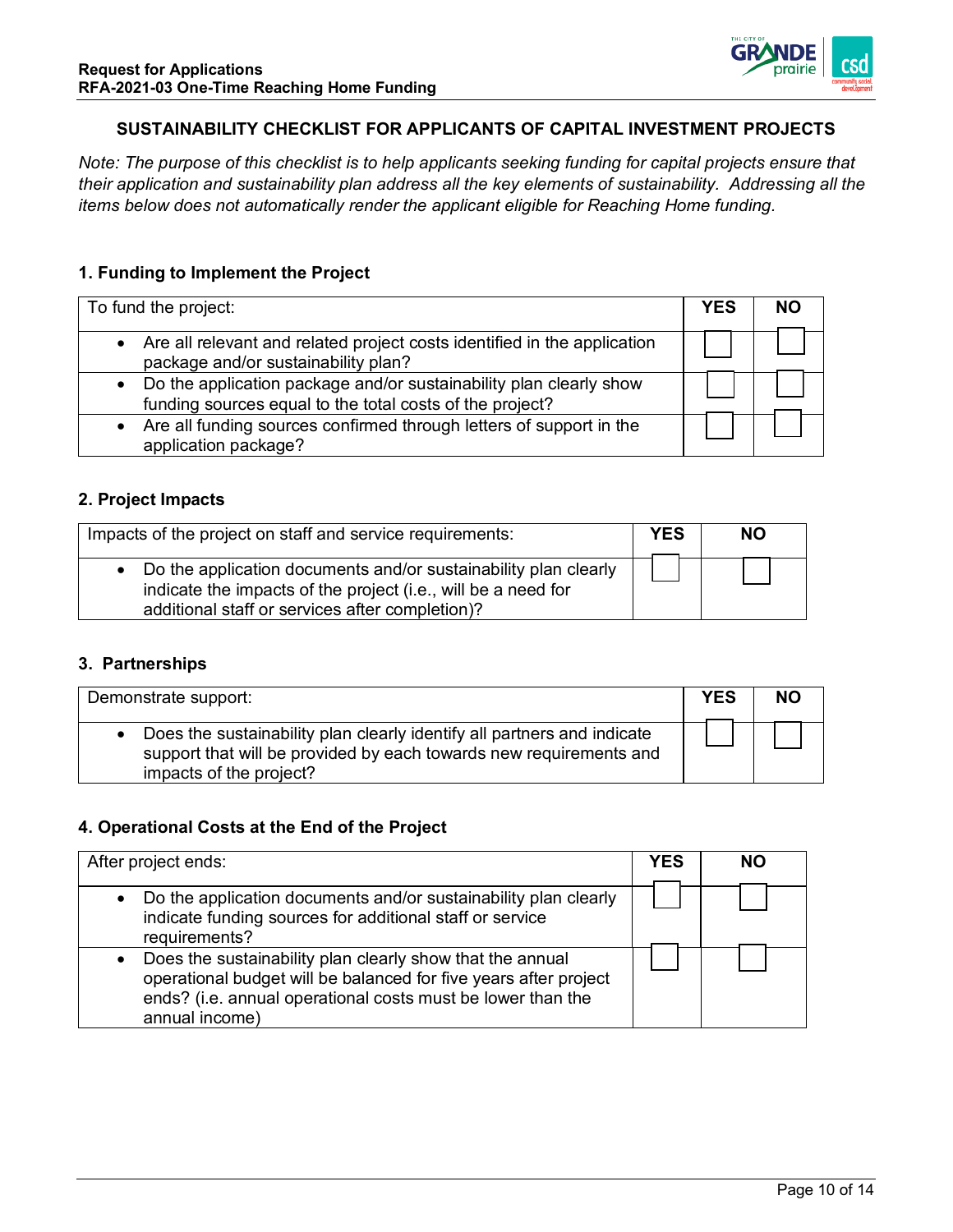### SUSTAINABILITY CHECKLIST FOR APPLICANTS OF CAPITAL INVESTMENT PROJECTS

*Note: The purpose of this checklist is to help applicants seeking funding for capital projects ensure that their application and sustainability plan address all the key elements of sustainability. Addressing all the items below does not automatically render the applicant eligible for Reaching Home funding.*

#### 1. Funding to Implement the Project

| To fund the project: | YES | NO |
|---|---|---|
| • Are all relevant and related project costs identified in the application package and/or sustainability plan? | ☐ | ☐ |
| • Do the application package and/or sustainability plan clearly show funding sources equal to the total costs of the project? | ☐ | ☐ |
| • Are all funding sources confirmed through letters of support in the application package? | ☐ | ☐ |

#### 2. Project Impacts

| Impacts of the project on staff and service requirements: | YES | NO |
|---|---|---|
| • Do the application documents and/or sustainability plan clearly indicate the impacts of the project (i.e., will be a need for additional staff or services after completion)? | ☐ | ☐ |

#### 3. Partnerships

| Demonstrate support: | YES | NO |
|---|---|---|
| • Does the sustainability plan clearly identify all partners and indicate support that will be provided by each towards new requirements and impacts of the project? | ☐ | ☐ |

#### 4. Operational Costs at the End of the Project

| After project ends: | YES | NO |
|---|---|---|
| • Do the application documents and/or sustainability plan clearly indicate funding sources for additional staff or service requirements? | ☐ | ☐ |
| • Does the sustainability plan clearly show that the annual operational budget will be balanced for five years after project ends? (i.e. annual operational costs must be lower than the annual income) | ☐ | ☐ |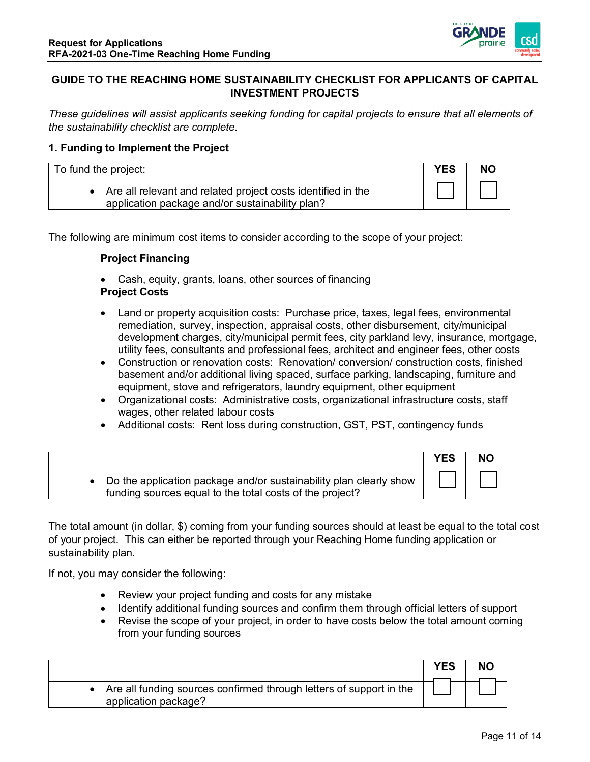## GUIDE TO THE REACHING HOME SUSTAINABILITY CHECKLIST FOR APPLICANTS OF CAPITAL INVESTMENT PROJECTS

*These guidelines will assist applicants seeking funding for capital projects to ensure that all elements of the sustainability checklist are complete.*

### 1. Funding to Implement the Project

| To fund the project: | YES | NO |
|---|---|---|
| • Are all relevant and related project costs identified in the application package and/or sustainability plan? | ☐ | ☐ |

The following are minimum cost items to consider according to the scope of your project:

**Project Financing**

- Cash, equity, grants, loans, other sources of financing

**Project Costs**

- Land or property acquisition costs: Purchase price, taxes, legal fees, environmental remediation, survey, inspection, appraisal costs, other disbursement, city/municipal development charges, city/municipal permit fees, city parkland levy, insurance, mortgage, utility fees, consultants and professional fees, architect and engineer fees, other costs
- Construction or renovation costs: Renovation/ conversion/ construction costs, finished basement and/or additional living spaced, surface parking, landscaping, furniture and equipment, stove and refrigerators, laundry equipment, other equipment
- Organizational costs: Administrative costs, organizational infrastructure costs, staff wages, other related labour costs
- Additional costs: Rent loss during construction, GST, PST, contingency funds

| | YES | NO |
|---|---|---|
| • Do the application package and/or sustainability plan clearly show funding sources equal to the total costs of the project? | ☐ | ☐ |

The total amount (in dollar, $) coming from your funding sources should at least be equal to the total cost of your project. This can either be reported through your Reaching Home funding application or sustainability plan.

If not, you may consider the following:

- Review your project funding and costs for any mistake
- Identify additional funding sources and confirm them through official letters of support
- Revise the scope of your project, in order to have costs below the total amount coming from your funding sources

| | YES | NO |
|---|---|---|
| • Are all funding sources confirmed through letters of support in the application package? | ☐ | ☐ |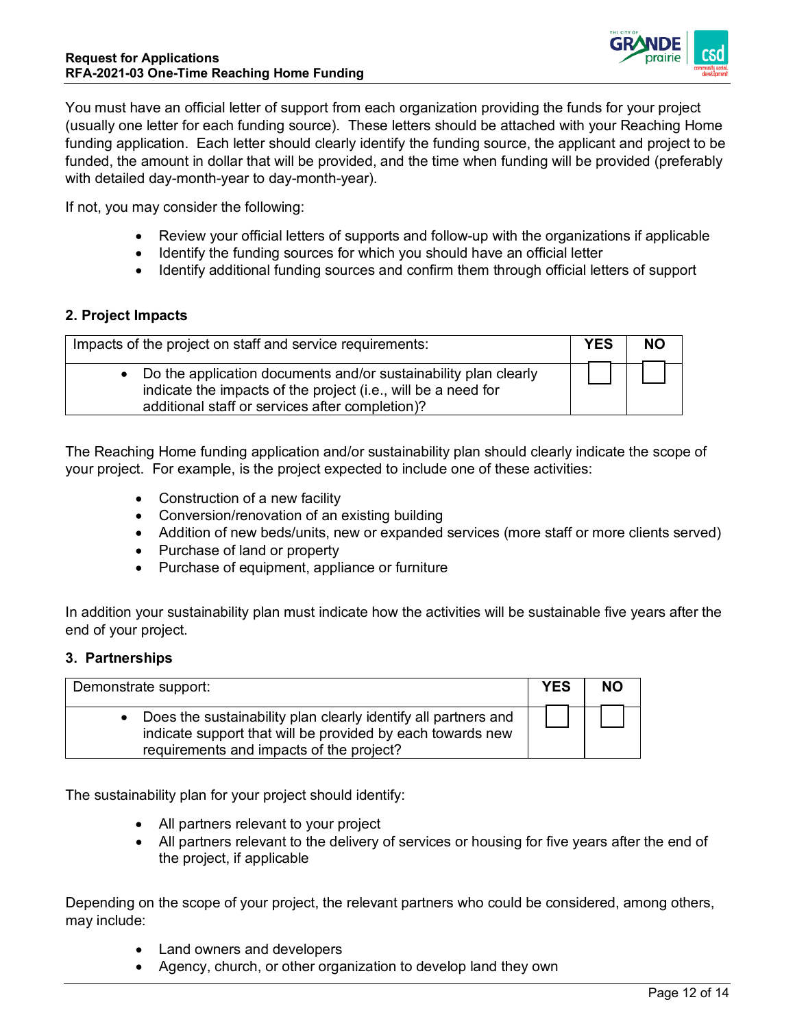You must have an official letter of support from each organization providing the funds for your project (usually one letter for each funding source). These letters should be attached with your Reaching Home funding application. Each letter should clearly identify the funding source, the applicant and project to be funded, the amount in dollar that will be provided, and the time when funding will be provided (preferably with detailed day-month-year to day-month-year).

If not, you may consider the following:

- Review your official letters of supports and follow-up with the organizations if applicable
- Identify the funding sources for which you should have an official letter
- Identify additional funding sources and confirm them through official letters of support

### 2. Project Impacts

| Impacts of the project on staff and service requirements: | YES | NO |
|---|---|---|
| • Do the application documents and/or sustainability plan clearly indicate the impacts of the project (i.e., will be a need for additional staff or services after completion)? | ☐ | ☐ |

The Reaching Home funding application and/or sustainability plan should clearly indicate the scope of your project. For example, is the project expected to include one of these activities:

- Construction of a new facility
- Conversion/renovation of an existing building
- Addition of new beds/units, new or expanded services (more staff or more clients served)
- Purchase of land or property
- Purchase of equipment, appliance or furniture

In addition your sustainability plan must indicate how the activities will be sustainable five years after the end of your project.

### 3. Partnerships

| Demonstrate support: | YES | NO |
|---|---|---|
| • Does the sustainability plan clearly identify all partners and indicate support that will be provided by each towards new requirements and impacts of the project? | ☐ | ☐ |

The sustainability plan for your project should identify:

- All partners relevant to your project
- All partners relevant to the delivery of services or housing for five years after the end of the project, if applicable

Depending on the scope of your project, the relevant partners who could be considered, among others, may include:

- Land owners and developers
- Agency, church, or other organization to develop land they own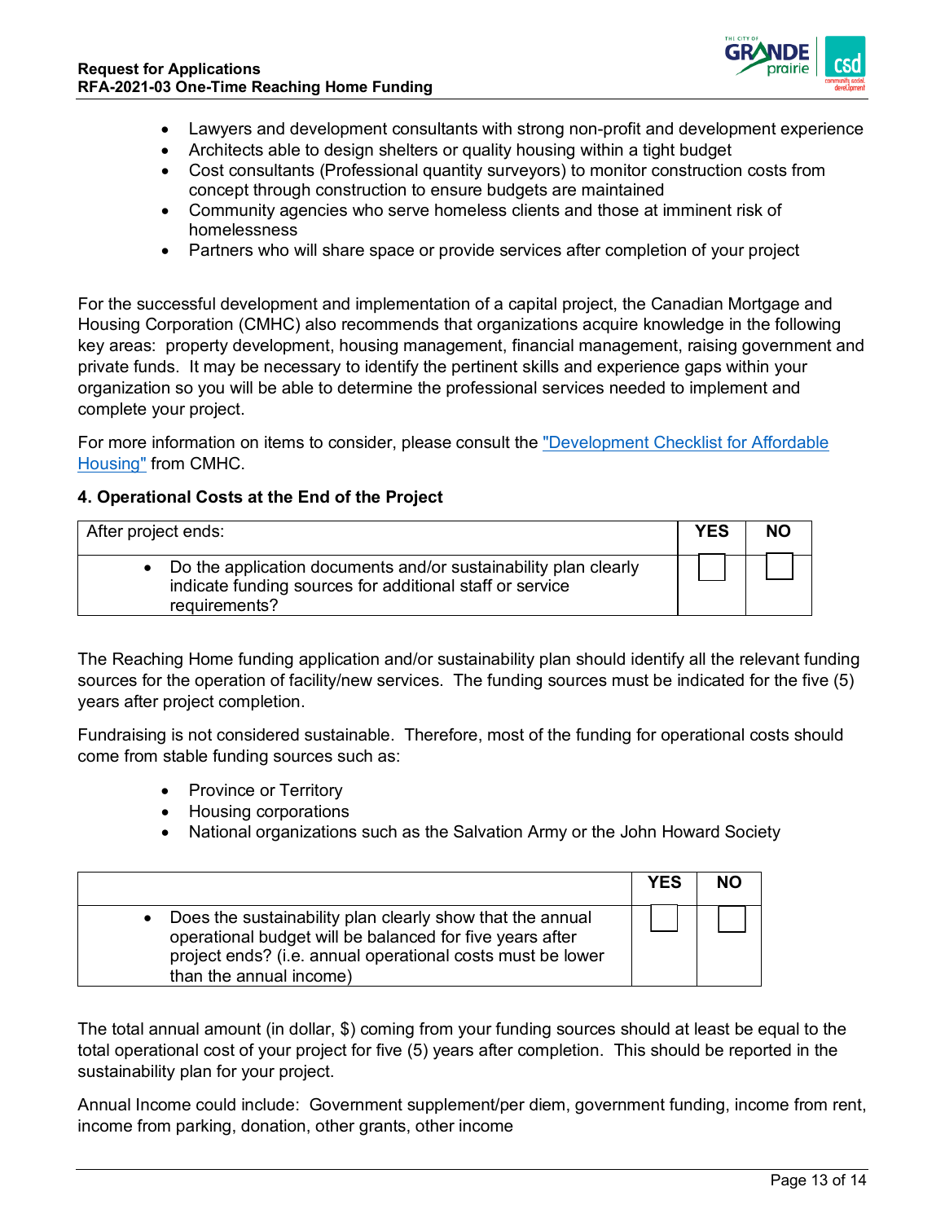- Lawyers and development consultants with strong non-profit and development experience
- Architects able to design shelters or quality housing within a tight budget
- Cost consultants (Professional quantity surveyors) to monitor construction costs from concept through construction to ensure budgets are maintained
- Community agencies who serve homeless clients and those at imminent risk of homelessness
- Partners who will share space or provide services after completion of your project

For the successful development and implementation of a capital project, the Canadian Mortgage and Housing Corporation (CMHC) also recommends that organizations acquire knowledge in the following key areas: property development, housing management, financial management, raising government and private funds. It may be necessary to identify the pertinent skills and experience gaps within your organization so you will be able to determine the professional services needed to implement and complete your project.

For more information on items to consider, please consult the "Development Checklist for Affordable Housing" from CMHC.

#### 4. Operational Costs at the End of the Project

| After project ends: | YES | NO |
|---|---|---|
| • Do the application documents and/or sustainability plan clearly indicate funding sources for additional staff or service requirements? | ☐ | ☐ |

The Reaching Home funding application and/or sustainability plan should identify all the relevant funding sources for the operation of facility/new services. The funding sources must be indicated for the five (5) years after project completion.

Fundraising is not considered sustainable. Therefore, most of the funding for operational costs should come from stable funding sources such as:

- Province or Territory
- Housing corporations
- National organizations such as the Salvation Army or the John Howard Society

| | YES | NO |
|---|---|---|
| • Does the sustainability plan clearly show that the annual operational budget will be balanced for five years after project ends? (i.e. annual operational costs must be lower than the annual income) | ☐ | ☐ |

The total annual amount (in dollar, $) coming from your funding sources should at least be equal to the total operational cost of your project for five (5) years after completion. This should be reported in the sustainability plan for your project.

Annual Income could include: Government supplement/per diem, government funding, income from rent, income from parking, donation, other grants, other income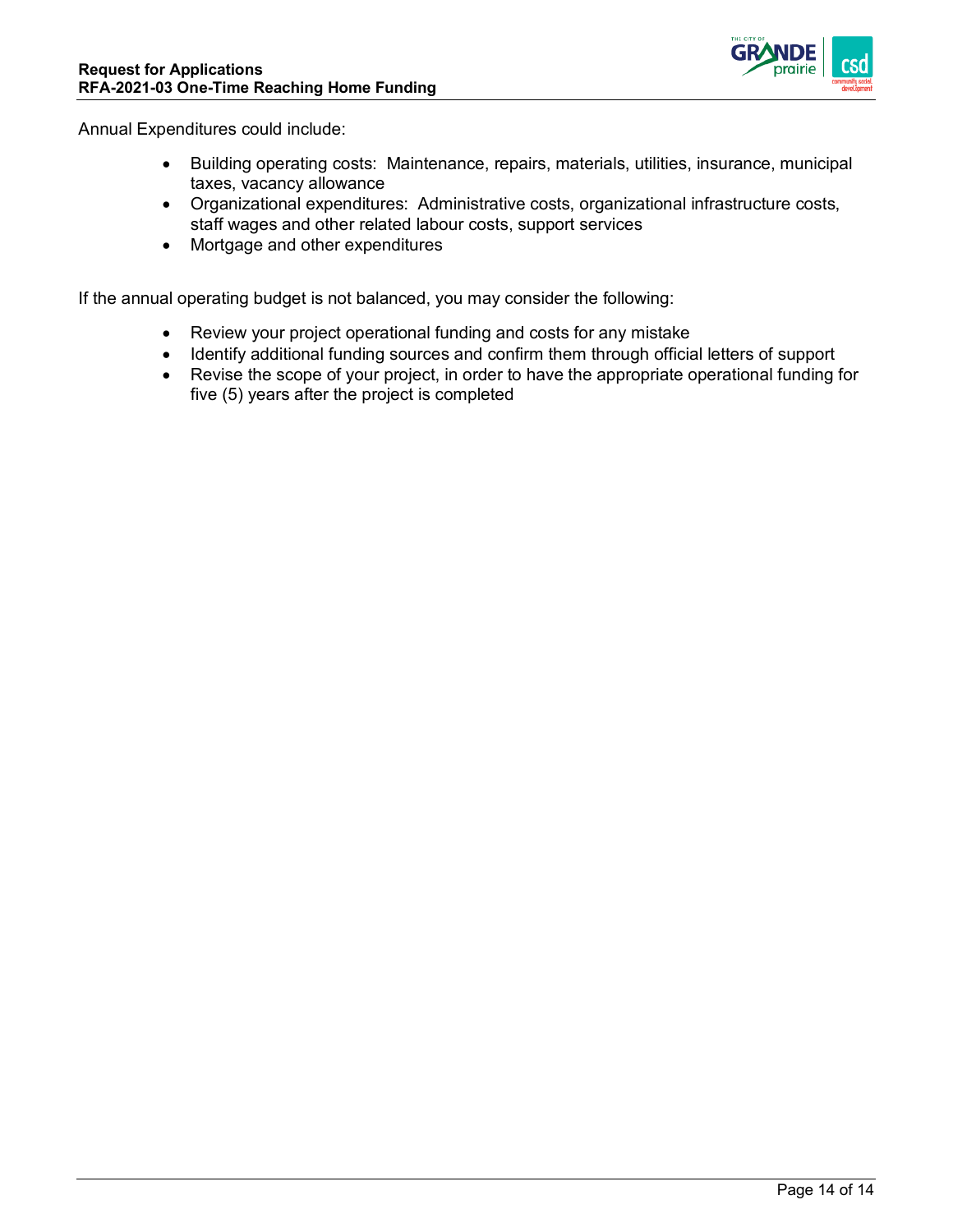Annual Expenditures could include:

- Building operating costs: Maintenance, repairs, materials, utilities, insurance, municipal taxes, vacancy allowance
- Organizational expenditures: Administrative costs, organizational infrastructure costs, staff wages and other related labour costs, support services
- Mortgage and other expenditures

If the annual operating budget is not balanced, you may consider the following:

- Review your project operational funding and costs for any mistake
- Identify additional funding sources and confirm them through official letters of support
- Revise the scope of your project, in order to have the appropriate operational funding for five (5) years after the project is completed